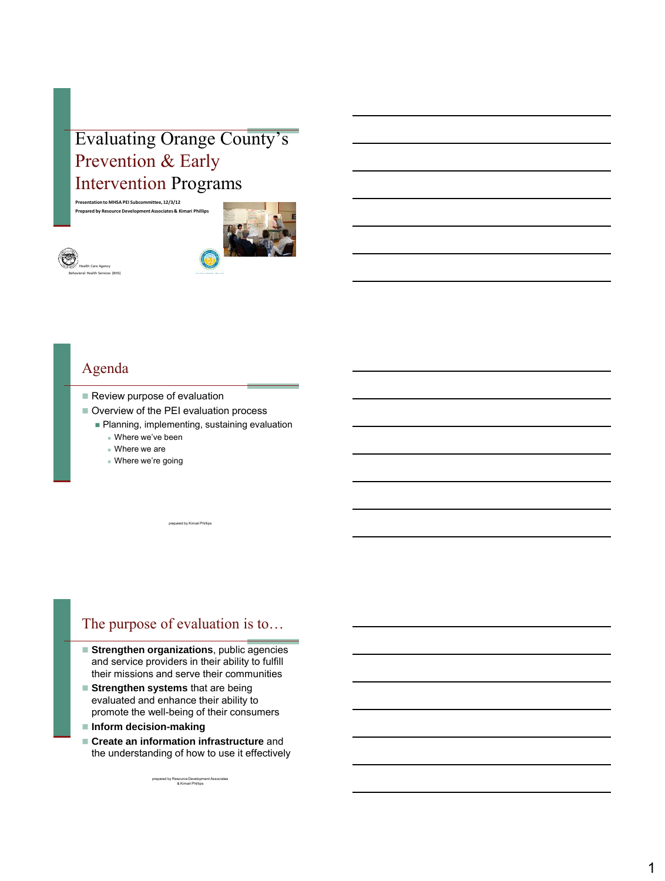# Evaluating Orange County's Prevention & Early Intervention Programs

**Presentation to MHSA PEI Subcommittee, 12/3/12**

**Prepared by Resource Development Associates & Kimari Phillips**

Health Care Agency
Behavioral Health Services (BHS)

## Agenda

- Review purpose of evaluation
- Overview of the PEI evaluation process
  - Planning, implementing, sustaining evaluation
    - Where we've been
    - Where we are
    - Where we're going

prepared by Kimari Phillips

## The purpose of evaluation is to…

- **Strengthen organizations**, public agencies and service providers in their ability to fulfill their missions and serve their communities
- **Strengthen systems** that are being evaluated and enhance their ability to promote the well-being of their consumers
- **Inform decision-making**
- **Create an information infrastructure** and the understanding of how to use it effectively

prepared by Resource Development Associates & Kimari Phillips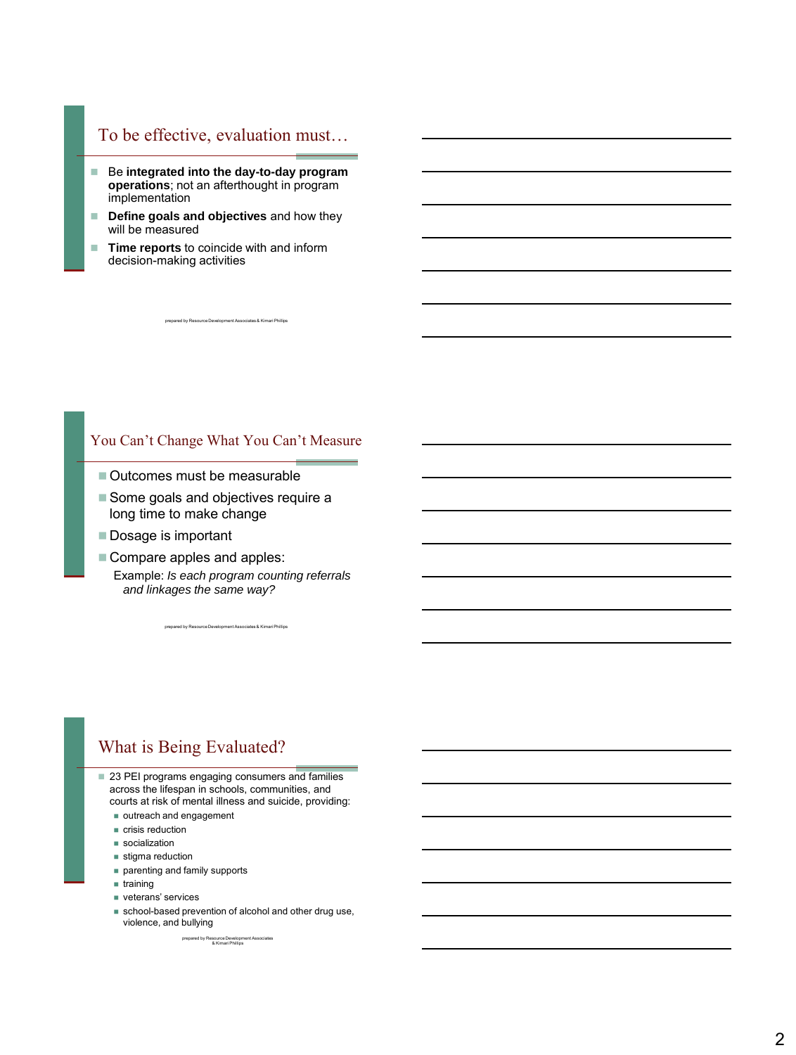## To be effective, evaluation must…

- Be **integrated into the day-to-day program operations**; not an afterthought in program implementation
- **Define goals and objectives** and how they will be measured
- **Time reports** to coincide with and inform decision-making activities

prepared by Resource Development Associates & Kimari Phillips

## You Can't Change What You Can't Measure

- Outcomes must be measurable
- Some goals and objectives require a long time to make change
- Dosage is important
- Compare apples and apples:

  Example: *Is each program counting referrals and linkages the same way?*

prepared by Resource Development Associates & Kimari Phillips

## What is Being Evaluated?

- 23 PEI programs engaging consumers and families across the lifespan in schools, communities, and courts at risk of mental illness and suicide, providing:
  - outreach and engagement
  - crisis reduction
  - socialization
  - stigma reduction
  - parenting and family supports
  - training
  - veterans' services
  - school-based prevention of alcohol and other drug use, violence, and bullying

prepared by Resource Development Associates & Kimari Phillips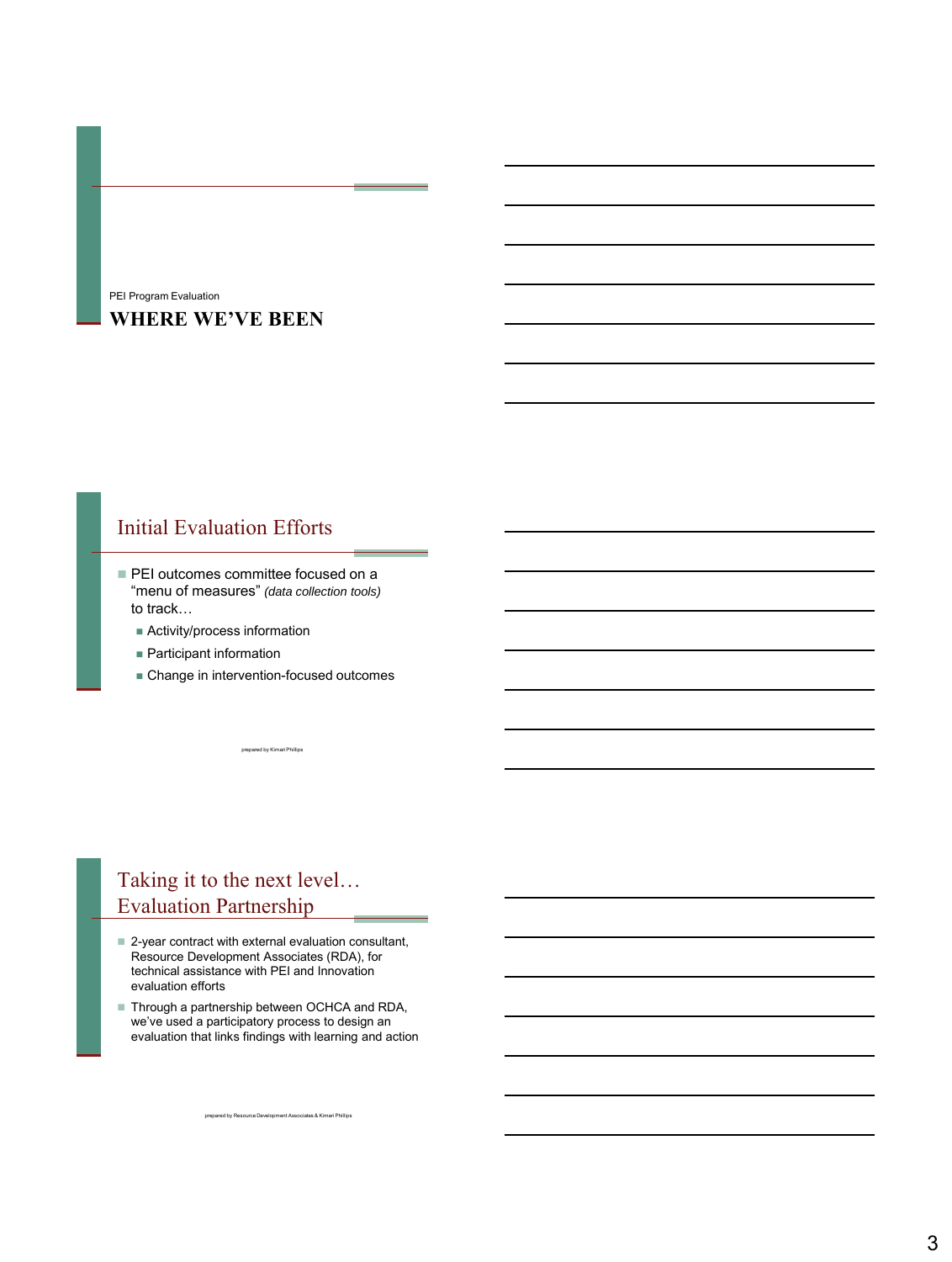PEI Program Evaluation

# WHERE WE'VE BEEN

## Initial Evaluation Efforts

- PEI outcomes committee focused on a "menu of measures" *(data collection tools)* to track…
  - Activity/process information
  - Participant information
  - Change in intervention-focused outcomes

prepared by Kimari Phillips

## Taking it to the next level… Evaluation Partnership

- 2-year contract with external evaluation consultant, Resource Development Associates (RDA), for technical assistance with PEI and Innovation evaluation efforts
- Through a partnership between OCHCA and RDA, we've used a participatory process to design an evaluation that links findings with learning and action

prepared by Resource Development Associates & Kimari Phillips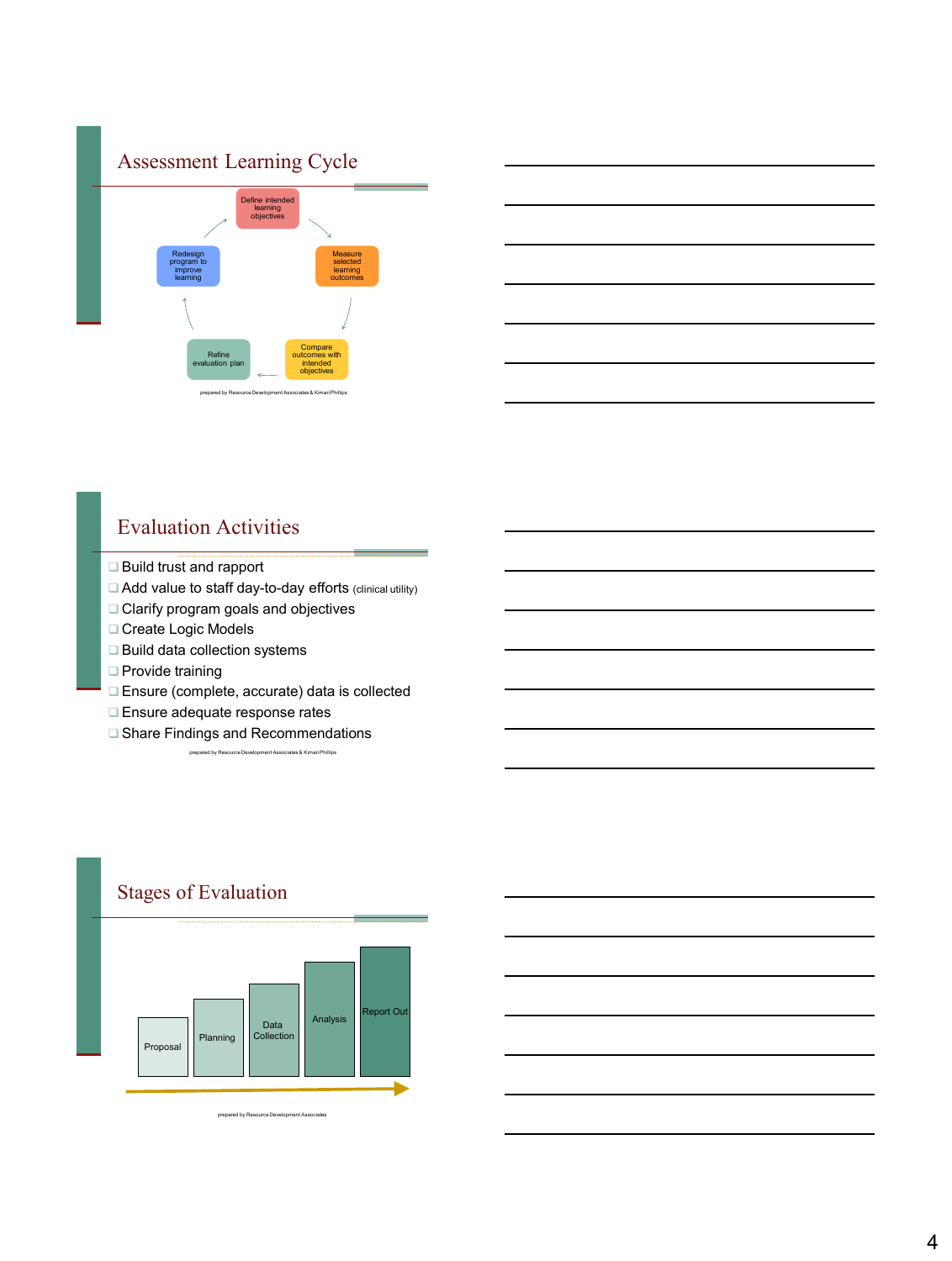## Assessment Learning Cycle

- Define intended learning objectives
- Measure selected learning outcomes
- Compare outcomes with intended objectives
- Refine evaluation plan
- Redesign program to improve learning

prepared by Resource Development Associates & Kimari Phillips

## Evaluation Activities

- Build trust and rapport
- Add value to staff day-to-day efforts (clinical utility)
- Clarify program goals and objectives
- Create Logic Models
- Build data collection systems
- Provide training
- Ensure (complete, accurate) data is collected
- Ensure adequate response rates
- Share Findings and Recommendations

prepared by Resource Development Associates & Kimari Phillips

## Stages of Evaluation

Proposal → Planning → Data Collection → Analysis → Report Out

prepared by Resource Development Associates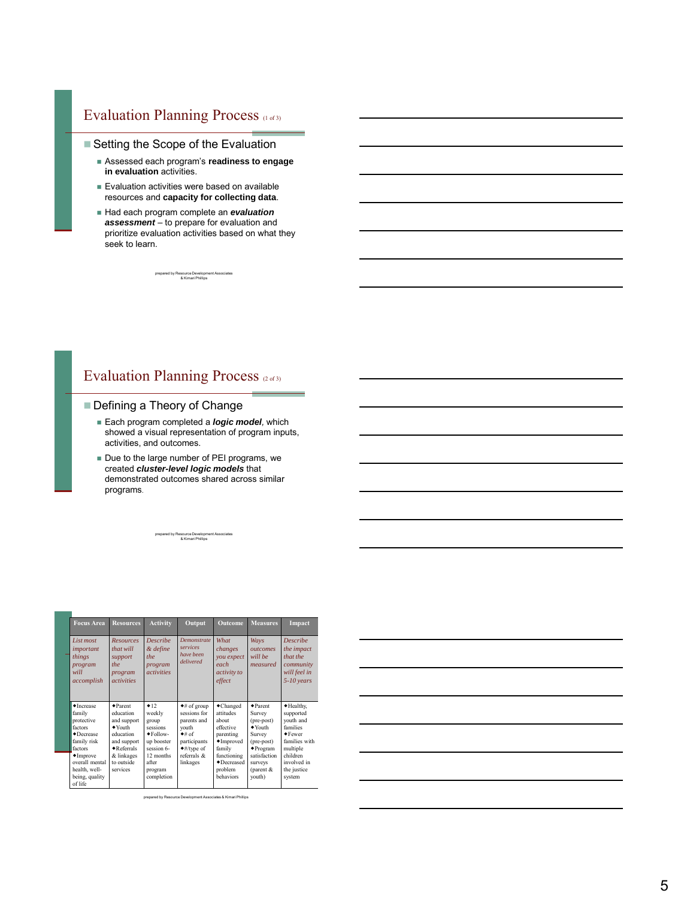## Evaluation Planning Process (1 of 3)

- Setting the Scope of the Evaluation
  - Assessed each program's **readiness to engage in evaluation** activities.
  - Evaluation activities were based on available resources and **capacity for collecting data**.
  - Had each program complete an ***evaluation assessment*** – to prepare for evaluation and prioritize evaluation activities based on what they seek to learn.

prepared by Resource Development Associates & Kimari Phillips

## Evaluation Planning Process (2 of 3)

- Defining a Theory of Change
  - Each program completed a ***logic model***, which showed a visual representation of program inputs, activities, and outcomes.
  - Due to the large number of PEI programs, we created ***cluster-level logic models*** that demonstrated outcomes shared across similar programs.

prepared by Resource Development Associates & Kimari Phillips

| Focus Area | Resources | Activity | Output | Outcome | Measures | Impact |
|---|---|---|---|---|---|---|
| *List most important things program will accomplish* | *Resources that will support the program activities* | *Describe & define the program activities* | *Demonstrate services have been delivered* | *What changes you expect each activity to effect* | *Ways outcomes will be measured* | *Describe the impact that the community will feel in 5-10 years* |
| ◆Increase family protective factors ◆Decrease family risk factors ◆Improve overall mental health, well-being, quality of life | ◆Parent education and support ◆Youth education and support ◆Referrals & linkages to outside services | ◆12 weekly group sessions ◆Follow-up booster session 6-12 months after program completion | ◆# of group sessions for parents and youth ◆# of participants ◆#/type of referrals & linkages | ◆Changed attitudes about effective parenting ◆Improved family functioning ◆Decreased problem behaviors | ◆Parent Survey (pre-post) ◆Youth Survey (pre-post) ◆Program satisfaction surveys (parent & youth) | ◆Healthy, supported youth and families ◆Fewer families with multiple children involved in the justice system |

prepared by Resource Development Associates & Kimari Phillips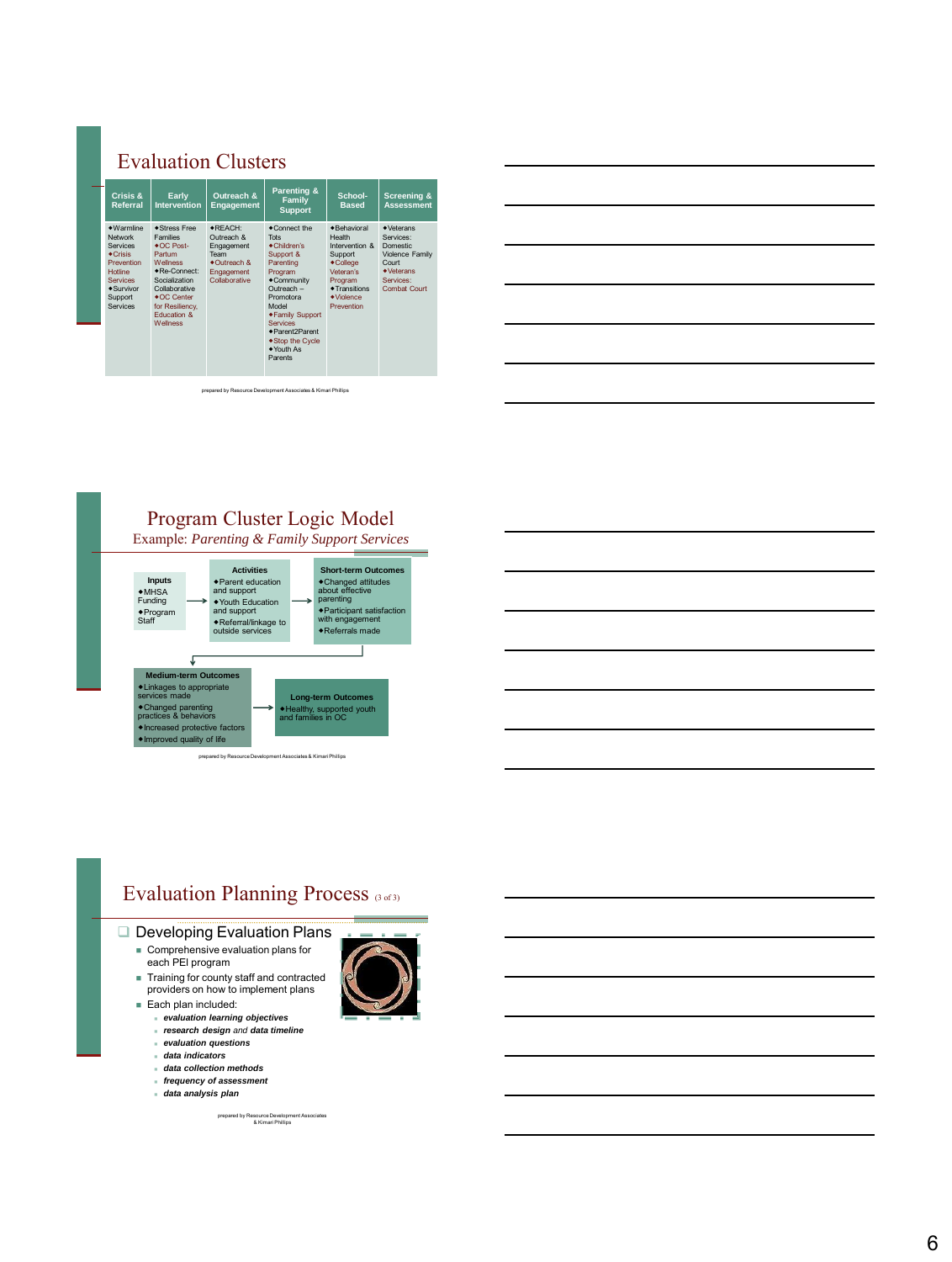## Evaluation Clusters

| Crisis & Referral | Early Intervention | Outreach & Engagement | Parenting & Family Support | School-Based | Screening & Assessment |
|---|---|---|---|---|---|
| ◆Warmline Network Services ◆Crisis Prevention Hotline Services ◆Survivor Support Services | ◆Stress Free Families ◆OC Post-Partum Wellness ◆Re-Connect: Socialization Collaborative ◆OC Center for Resiliency, Education & Wellness | ◆REACH: Outreach & Engagement Team ◆Outreach & Engagement Collaborative | ◆Connect the Tots ◆Children's Support & Parenting Program ◆Community Outreach – Promotora Model ◆Family Support Services ◆Parent2Parent ◆Stop the Cycle ◆Youth As Parents | ◆Behavioral Health Intervention & Support ◆College Veteran's Program ◆Transitions ◆Violence Prevention | ◆Veterans Services: Domestic Violence Family Court ◆Veterans Services: Combat Court |

prepared by Resource Development Associates & Kimari Phillips

## Program Cluster Logic Model

Example: *Parenting & Family Support Services*

**Inputs**
- MHSA Funding
- Program Staff

→

**Activities**
- Parent education and support
- Youth Education and support
- Referral/linkage to outside services

→

**Short-term Outcomes**
- Changed attitudes about effective parenting
- Participant satisfaction with engagement
- Referrals made

**Medium-term Outcomes**
- Linkages to appropriate services made
- Changed parenting practices & behaviors
- Increased protective factors
- Improved quality of life

→

**Long-term Outcomes**
- Healthy, supported youth and families in OC

prepared by Resource Development Associates & Kimari Phillips

## Evaluation Planning Process (3 of 3)

- Developing Evaluation Plans
  - Comprehensive evaluation plans for each PEI program
  - Training for county staff and contracted providers on how to implement plans
  - Each plan included:
    - ***evaluation learning objectives***
    - ***research design*** *and* ***data timeline***
    - ***evaluation questions***
    - ***data indicators***
    - ***data collection methods***
    - ***frequency of assessment***
    - ***data analysis plan***

prepared by Resource Development Associates & Kimari Phillips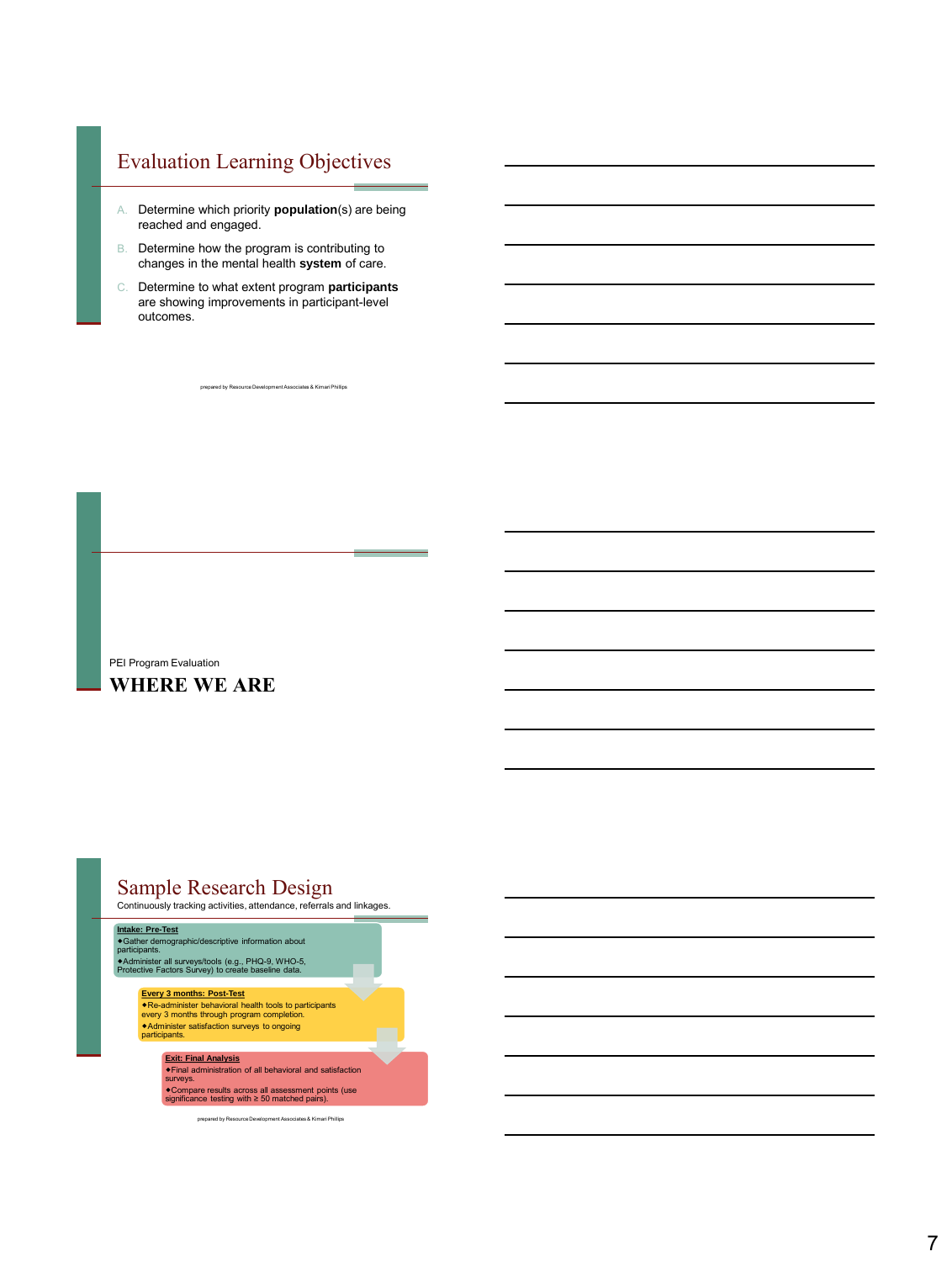## Evaluation Learning Objectives

A. Determine which priority **population**(s) are being reached and engaged.
B. Determine how the program is contributing to changes in the mental health **system** of care.
C. Determine to what extent program **participants** are showing improvements in participant-level outcomes.

prepared by Resource Development Associates & Kimari Phillips

PEI Program Evaluation

## WHERE WE ARE

## Sample Research Design

Continuously tracking activities, attendance, referrals and linkages.

**Intake: Pre-Test**
- Gather demographic/descriptive information about participants.
- Administer all surveys/tools (e.g., PHQ-9, WHO-5, Protective Factors Survey) to create baseline data.

**Every 3 months: Post-Test**
- Re-administer behavioral health tools to participants every 3 months through program completion.
- Administer satisfaction surveys to ongoing participants.

**Exit: Final Analysis**
- Final administration of all behavioral and satisfaction surveys.
- Compare results across all assessment points (use significance testing with ≥ 50 matched pairs).

prepared by Resource Development Associates & Kimari Phillips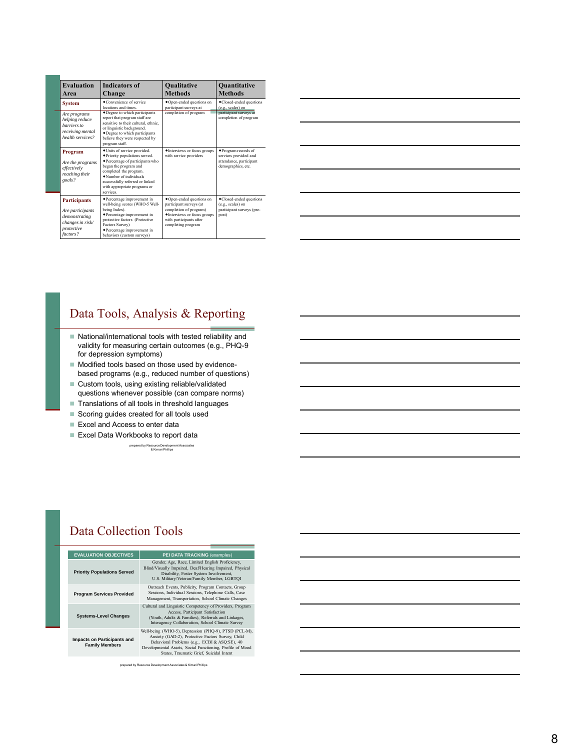| Evaluation Area | Indicators of Change | Qualitative Methods | Quantitative Methods |
|---|---|---|---|
| **System** *Are programs helping reduce barriers to receiving mental health services?* | ◆Convenience of service locations and times. ◆Degree to which participants report that program staff are sensitive to their cultural, ethnic, or linguistic background. ◆Degree to which participants believe they were respected by program staff. | ◆Open-ended questions on participant surveys at completion of program | ◆Closed-ended questions (e.g., scales) on participant surveys at completion of program |
| **Program** *Are the programs effectively reaching their goals?* | ◆Units of service provided. ◆Priority populations served. ◆Percentage of participants who began the program and completed the program. ◆Number of individuals successfully referred or linked with appropriate programs or services. | ◆Interviews or focus groups with service providers | ◆Program records of services provided and attendance, participant demographics, etc. |
| **Participants** *Are participants demonstrating changes in risk/ protective factors?* | ◆Percentage improvement in well-being scores (WHO-5 Well-being Index). ◆Percentage improvement in protective factors (Protective Factors Survey) ◆Percentage improvement in behaviors (custom surveys) | ◆Open-ended questions on participant surveys (at completion of program) ◆Interviews or focus groups with participants after completing program | ◆Closed-ended questions (e.g., scales) on participant surveys (pre-post) |

## Data Tools, Analysis & Reporting

- National/international tools with tested reliability and validity for measuring certain outcomes (e.g., PHQ-9 for depression symptoms)
- Modified tools based on those used by evidence-based programs (e.g., reduced number of questions)
- Custom tools, using existing reliable/validated questions whenever possible (can compare norms)
- Translations of all tools in threshold languages
- Scoring guides created for all tools used
- Excel and Access to enter data
- Excel Data Workbooks to report data

prepared by Resource Development Associates & Kimari Phillips

## Data Collection Tools

| EVALUATION OBJECTIVES | PEI DATA TRACKING (examples) |
|---|---|
| **Priority Populations Served** | Gender, Age, Race, Limited English Proficiency, Blind/Visually Impaired, Deaf/Hearing Impaired, Physical Disability, Foster System Involvement, U.S. Military/Veteran/Family Member, LGBTQI |
| **Program Services Provided** | Outreach Events, Publicity, Program Contacts, Group Sessions, Individual Sessions, Telephone Calls, Case Management, Transportation, School Climate Changes |
| **Systems-Level Changes** | Cultural and Linguistic Competency of Providers, Program Access, Participant Satisfaction (Youth, Adults & Families), Referrals and Linkages, Interagency Collaboration, School Climate Survey |
| **Impacts on Participants and Family Members** | Well-being (WHO-5), Depression (PHQ-9), PTSD (PCL-M), Anxiety (GAD-2), Protective Factors Survey, Child Behavioral Problems (e.g., ECBI & ASQ:SE), 40 Developmental Assets, Social Functioning, Profile of Mood States, Traumatic Grief, Suicidal Intent |

prepared by Resource Development Associates & Kimari Phillips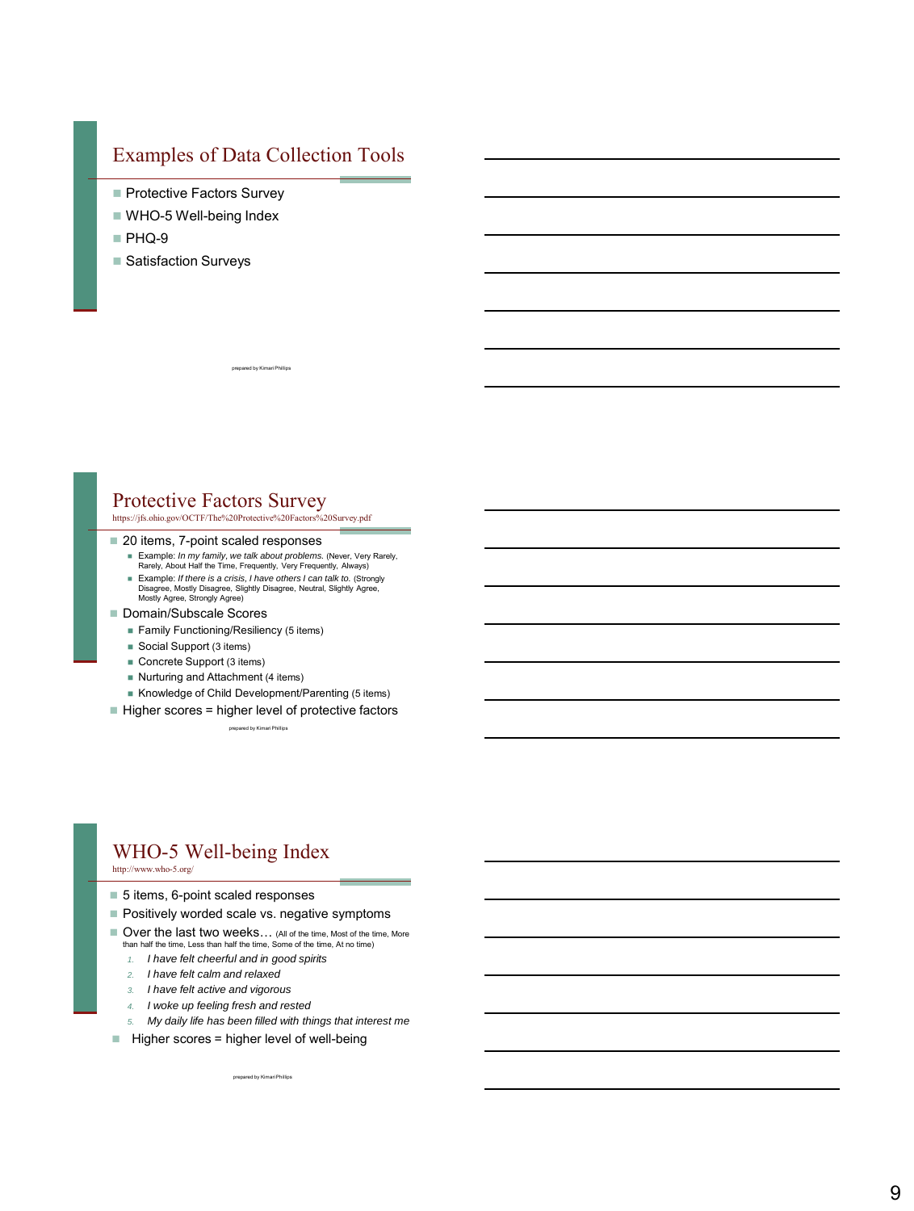## Examples of Data Collection Tools

- Protective Factors Survey
- WHO-5 Well-being Index
- PHQ-9
- Satisfaction Surveys

prepared by Kimari Phillips

## Protective Factors Survey

https://jfs.ohio.gov/OCTF/The%20Protective%20Factors%20Survey.pdf

- 20 items, 7-point scaled responses
  - Example: *In my family, we talk about problems.* (Never, Very Rarely, Rarely, About Half the Time, Frequently, Very Frequently, Always)
  - Example: *If there is a crisis, I have others I can talk to.* (Strongly Disagree, Mostly Disagree, Slightly Disagree, Neutral, Slightly Agree, Mostly Agree, Strongly Agree)
- Domain/Subscale Scores
  - Family Functioning/Resiliency (5 items)
  - Social Support (3 items)
  - Concrete Support (3 items)
  - Nurturing and Attachment (4 items)
  - Knowledge of Child Development/Parenting (5 items)
- Higher scores = higher level of protective factors

prepared by Kimari Phillips

## WHO-5 Well-being Index

http://www.who-5.org/

- 5 items, 6-point scaled responses
- Positively worded scale vs. negative symptoms
- Over the last two weeks… (All of the time, Most of the time, More than half the time, Less than half the time, Some of the time, At no time)
  1. *I have felt cheerful and in good spirits*
  2. *I have felt calm and relaxed*
  3. *I have felt active and vigorous*
  4. *I woke up feeling fresh and rested*
  5. *My daily life has been filled with things that interest me*
- Higher scores = higher level of well-being

prepared by Kimari Phillips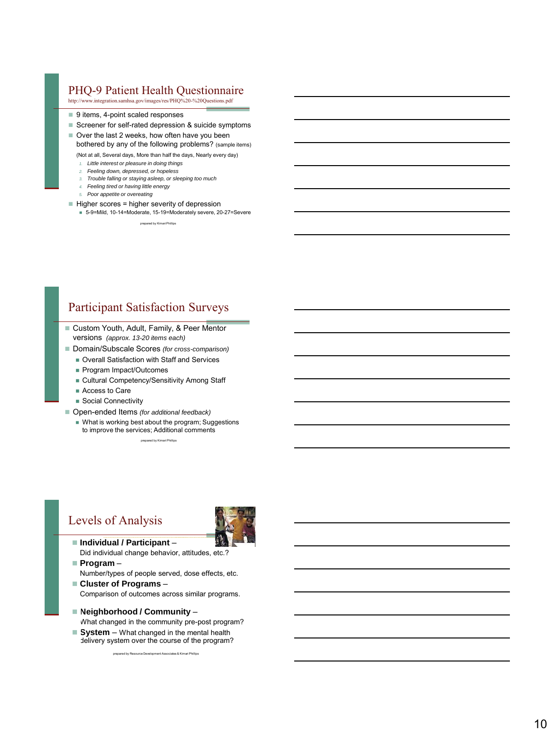## PHQ-9 Patient Health Questionnaire

http://www.integration.samhsa.gov/images/res/PHQ%20-%20Questions.pdf

- 9 items, 4-point scaled responses
- Screener for self-rated depression & suicide symptoms
- Over the last 2 weeks, how often have you been bothered by any of the following problems? (sample items)

  (Not at all, Several days, More than half the days, Nearly every day)

  1. *Little interest or pleasure in doing things*
  2. *Feeling down, depressed, or hopeless*
  3. *Trouble falling or staying asleep, or sleeping too much*
  4. *Feeling tired or having little energy*
  5. *Poor appetite or overeating*
- Higher scores = higher severity of depression
  - 5-9=Mild, 10-14=Moderate, 15-19=Moderately severe, 20-27=Severe

prepared by Kimari Phillips

## Participant Satisfaction Surveys

- Custom Youth, Adult, Family, & Peer Mentor versions *(approx. 13-20 items each)*
- Domain/Subscale Scores *(for cross-comparison)*
  - Overall Satisfaction with Staff and Services
  - Program Impact/Outcomes
  - Cultural Competency/Sensitivity Among Staff
  - Access to Care
  - Social Connectivity
- Open-ended Items *(for additional feedback)*
  - What is working best about the program; Suggestions to improve the services; Additional comments

prepared by Kimari Phillips

## Levels of Analysis

- **Individual / Participant** – Did individual change behavior, attitudes, etc.?
- **Program** – Number/types of people served, dose effects, etc.
- **Cluster of Programs** – Comparison of outcomes across similar programs.
- **Neighborhood / Community** – What changed in the community pre-post program?
- **System** – What changed in the mental health delivery system over the course of the program?

prepared by Resource Development Associates & Kimari Phillips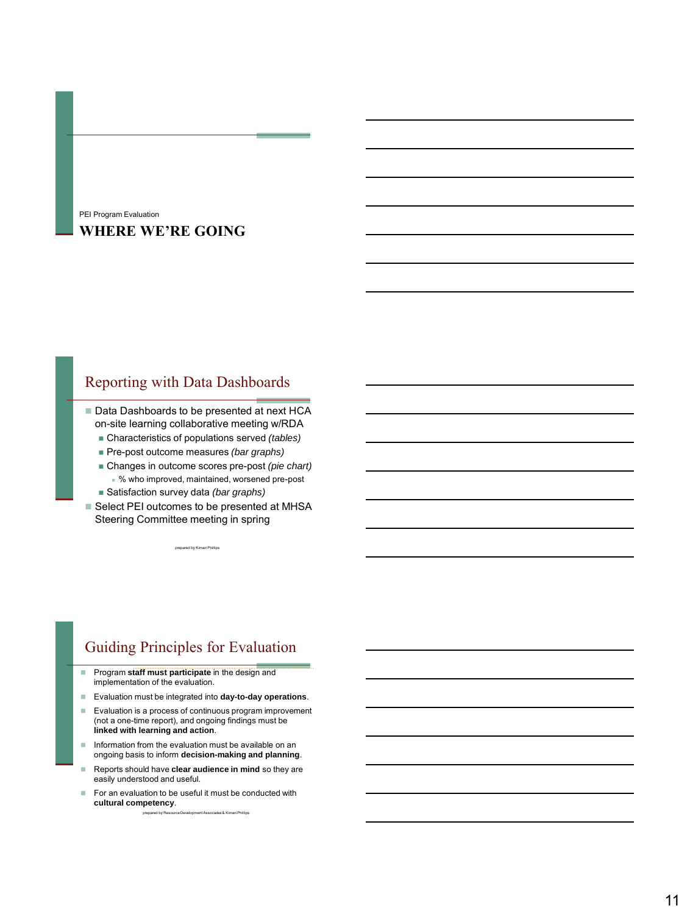PEI Program Evaluation

# WHERE WE'RE GOING

## Reporting with Data Dashboards

- Data Dashboards to be presented at next HCA on-site learning collaborative meeting w/RDA
  - Characteristics of populations served *(tables)*
  - Pre-post outcome measures *(bar graphs)*
  - Changes in outcome scores pre-post *(pie chart)*
    - % who improved, maintained, worsened pre-post
  - Satisfaction survey data *(bar graphs)*
- Select PEI outcomes to be presented at MHSA Steering Committee meeting in spring

prepared by Kimari Phillips

## Guiding Principles for Evaluation

- Program **staff must participate** in the design and implementation of the evaluation.
- Evaluation must be integrated into **day-to-day operations**.
- Evaluation is a process of continuous program improvement (not a one-time report), and ongoing findings must be **linked with learning and action**.
- Information from the evaluation must be available on an ongoing basis to inform **decision-making and planning**.
- Reports should have **clear audience in mind** so they are easily understood and useful.
- For an evaluation to be useful it must be conducted with **cultural competency**.

prepared by Resource Development Associates & Kimari Phillips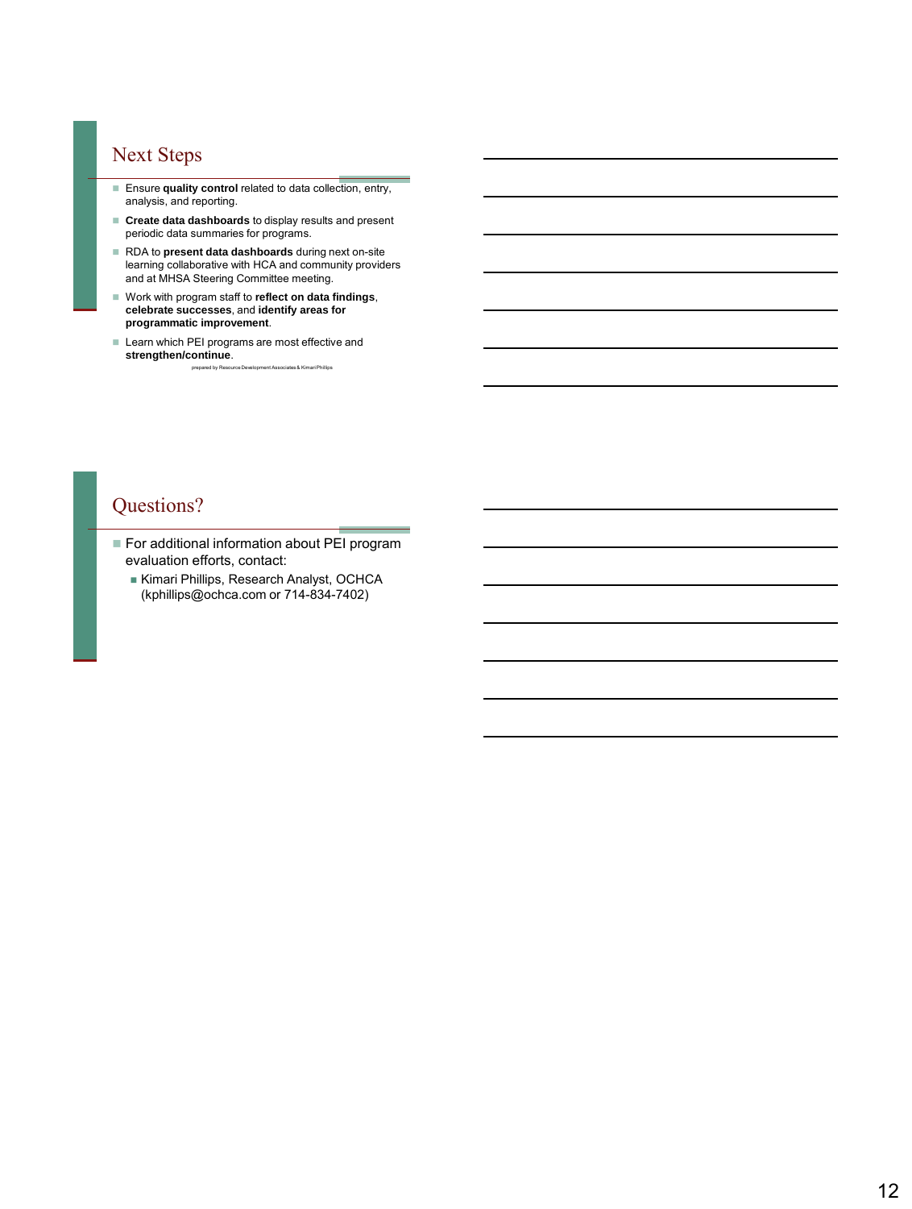## Next Steps

- Ensure **quality control** related to data collection, entry, analysis, and reporting.
- **Create data dashboards** to display results and present periodic data summaries for programs.
- RDA to **present data dashboards** during next on-site learning collaborative with HCA and community providers and at MHSA Steering Committee meeting.
- Work with program staff to **reflect on data findings**, **celebrate successes**, and **identify areas for programmatic improvement**.
- Learn which PEI programs are most effective and **strengthen/continue**.

prepared by Resource Development Associates & Kimari Phillips

## Questions?

- For additional information about PEI program evaluation efforts, contact:
  - Kimari Phillips, Research Analyst, OCHCA (kphillips@ochca.com or 714-834-7402)